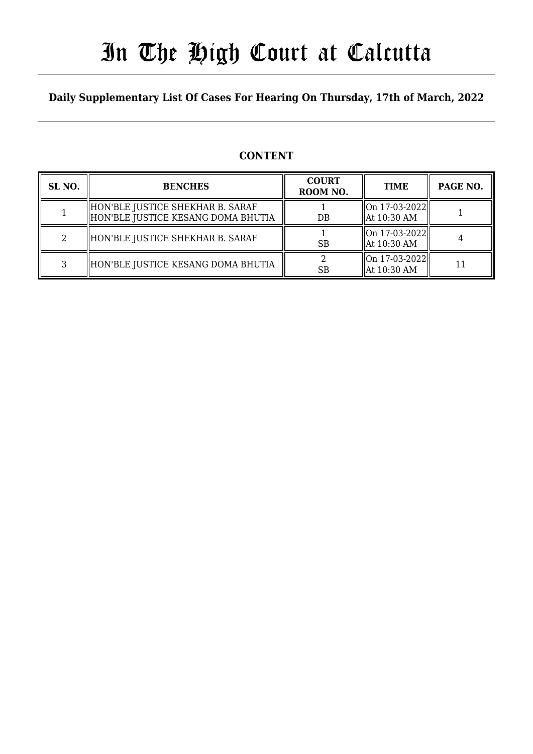# In The High Court at Calcutta

**Daily Supplementary List Of Cases For Hearing On Thursday, 17th of March, 2022**

## CONTENT

| SL NO. | BENCHES | COURT ROOM NO. | TIME | PAGE NO. |
|---|---|---|---|---|
| 1 | HON'BLE JUSTICE SHEKHAR B. SARAF<br>HON'BLE JUSTICE KESANG DOMA BHUTIA | 1<br>DB | On 17-03-2022<br>At 10:30 AM | 1 |
| 2 | HON'BLE JUSTICE SHEKHAR B. SARAF | 1<br>SB | On 17-03-2022<br>At 10:30 AM | 4 |
| 3 | HON'BLE JUSTICE KESANG DOMA BHUTIA | 2<br>SB | On 17-03-2022<br>At 10:30 AM | 11 |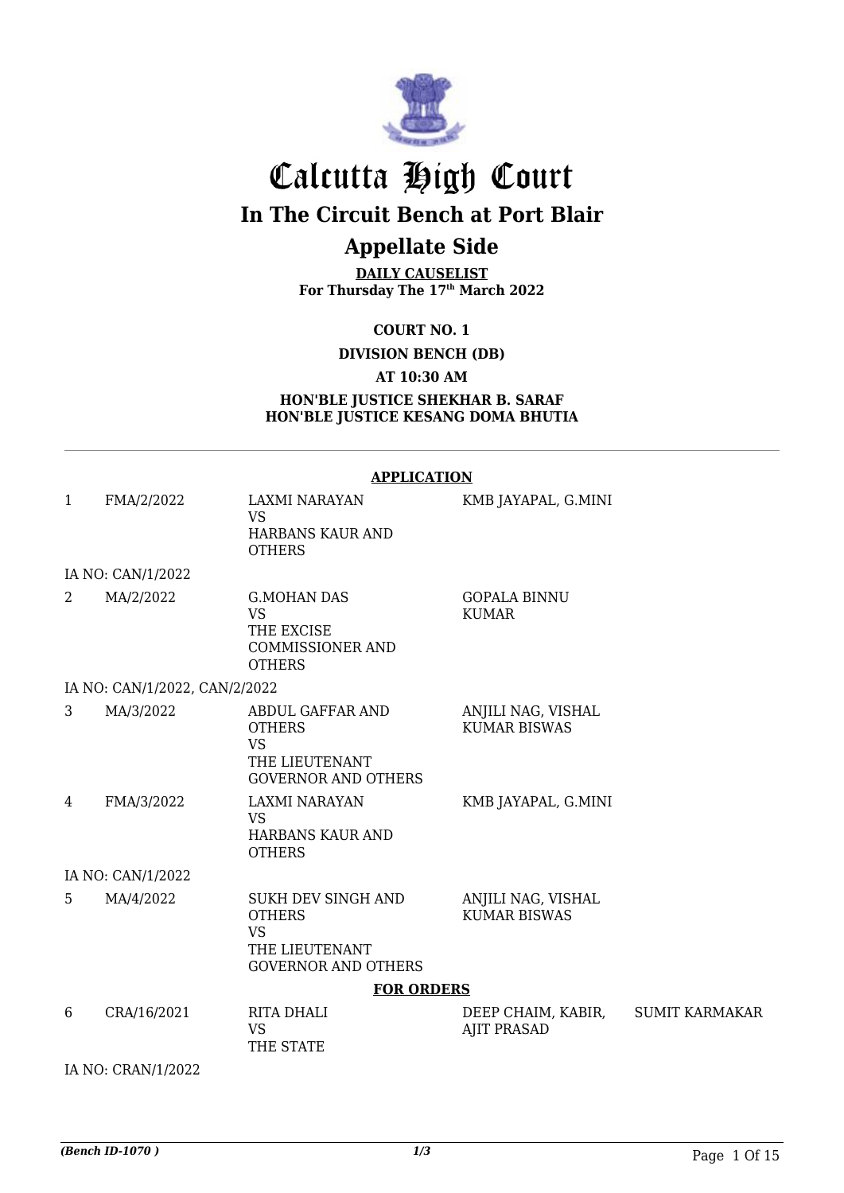# Calcutta High Court

## In The Circuit Bench at Port Blair

## Appellate Side

**DAILY CAUSELIST**
**For Thursday The 17th March 2022**

**COURT NO. 1**

**DIVISION BENCH (DB)**

**AT 10:30 AM**

**HON'BLE JUSTICE SHEKHAR B. SARAF**
**HON'BLE JUSTICE KESANG DOMA BHUTIA**

---

**APPLICATION**

| | | | | |
|---|---|---|---|---|
| 1 | FMA/2/2022 | LAXMI NARAYAN VS HARBANS KAUR AND OTHERS | KMB JAYAPAL, G.MINI | |
| IA NO: CAN/1/2022 | | | | |
| 2 | MA/2/2022 | G.MOHAN DAS VS THE EXCISE COMMISSIONER AND OTHERS | GOPALA BINNU KUMAR | |
| IA NO: CAN/1/2022, CAN/2/2022 | | | | |
| 3 | MA/3/2022 | ABDUL GAFFAR AND OTHERS VS THE LIEUTENANT GOVERNOR AND OTHERS | ANJILI NAG, VISHAL KUMAR BISWAS | |
| 4 | FMA/3/2022 | LAXMI NARAYAN VS HARBANS KAUR AND OTHERS | KMB JAYAPAL, G.MINI | |
| IA NO: CAN/1/2022 | | | | |
| 5 | MA/4/2022 | SUKH DEV SINGH AND OTHERS VS THE LIEUTENANT GOVERNOR AND OTHERS | ANJILI NAG, VISHAL KUMAR BISWAS | |

**FOR ORDERS**

| | | | | |
|---|---|---|---|---|
| 6 | CRA/16/2021 | RITA DHALI VS THE STATE | DEEP CHAIM, KABIR, AJIT PRASAD | SUMIT KARMAKAR |
| IA NO: CRAN/1/2022 | | | | |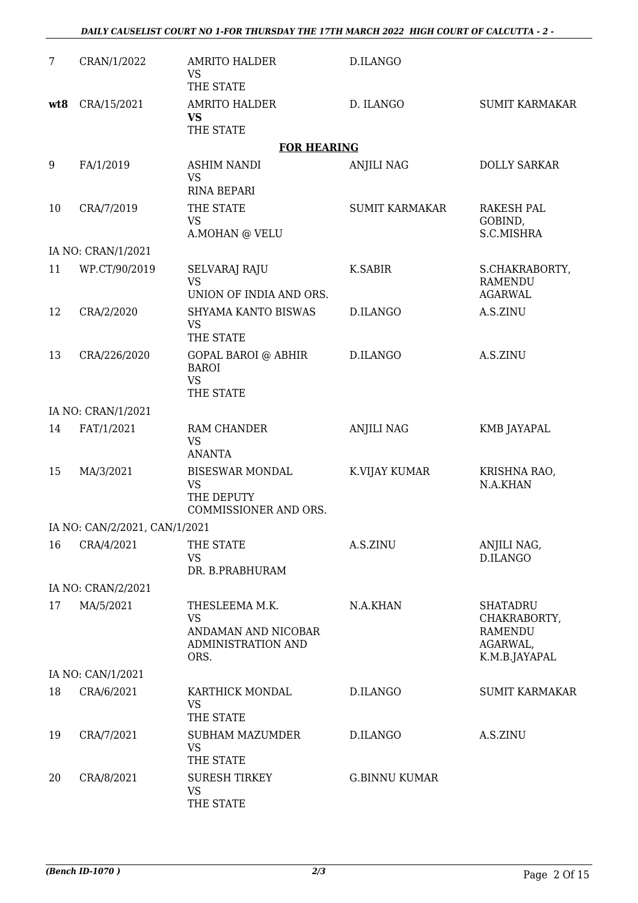| | | | | |
|---|---|---|---|---|
| 7 | CRAN/1/2022 | AMRITO HALDER<br>VS<br>THE STATE | D.ILANGO | |
| **wt8** | CRA/15/2021 | AMRITO HALDER<br>**VS**<br>THE STATE | D. ILANGO | SUMIT KARMAKAR |

**FOR HEARING**

| | | | | |
|---|---|---|---|---|
| 9 | FA/1/2019 | ASHIM NANDI<br>VS<br>RINA BEPARI | ANJILI NAG | DOLLY SARKAR |
| 10 | CRA/7/2019 | THE STATE<br>VS<br>A.MOHAN @ VELU | SUMIT KARMAKAR | RAKESH PAL GOBIND, S.C.MISHRA |
| IA NO: CRAN/1/2021 | | | | |
| 11 | WP.CT/90/2019 | SELVARAJ RAJU<br>VS<br>UNION OF INDIA AND ORS. | K.SABIR | S.CHAKRABORTY, RAMENDU AGARWAL |
| 12 | CRA/2/2020 | SHYAMA KANTO BISWAS<br>VS<br>THE STATE | D.ILANGO | A.S.ZINU |
| 13 | CRA/226/2020 | GOPAL BAROI @ ABHIR BAROI<br>VS<br>THE STATE | D.ILANGO | A.S.ZINU |
| IA NO: CRAN/1/2021 | | | | |
| 14 | FAT/1/2021 | RAM CHANDER<br>VS<br>ANANTA | ANJILI NAG | KMB JAYAPAL |
| 15 | MA/3/2021 | BISESWAR MONDAL<br>VS<br>THE DEPUTY COMMISSIONER AND ORS. | K.VIJAY KUMAR | KRISHNA RAO, N.A.KHAN |
| IA NO: CAN/2/2021, CAN/1/2021 | | | | |
| 16 | CRA/4/2021 | THE STATE<br>VS<br>DR. B.PRABHURAM | A.S.ZINU | ANJILI NAG, D.ILANGO |
| IA NO: CRAN/2/2021 | | | | |
| 17 | MA/5/2021 | THESLEEMA M.K.<br>VS<br>ANDAMAN AND NICOBAR ADMINISTRATION AND ORS. | N.A.KHAN | SHATADRU CHAKRABORTY, RAMENDU AGARWAL, K.M.B.JAYAPAL |
| IA NO: CAN/1/2021 | | | | |
| 18 | CRA/6/2021 | KARTHICK MONDAL<br>VS<br>THE STATE | D.ILANGO | SUMIT KARMAKAR |
| 19 | CRA/7/2021 | SUBHAM MAZUMDER<br>VS<br>THE STATE | D.ILANGO | A.S.ZINU |
| 20 | CRA/8/2021 | SURESH TIRKEY<br>VS<br>THE STATE | G.BINNU KUMAR | |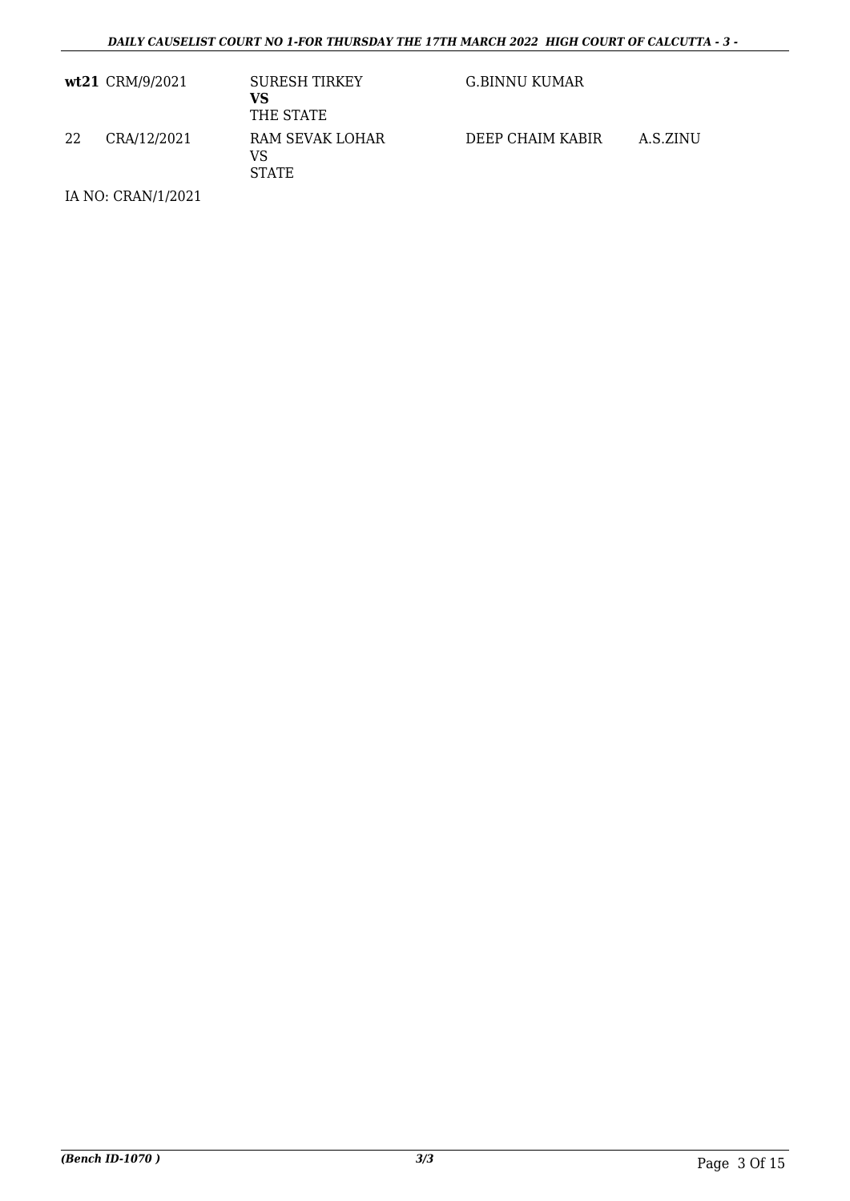| | | | | |
|---|---|---|---|---|
| **wt21** | CRM/9/2021 | SURESH TIRKEY<br>**VS**<br>THE STATE | G.BINNU KUMAR | |
| 22 | CRA/12/2021 | RAM SEVAK LOHAR<br>VS<br>STATE | DEEP CHAIM KABIR | A.S.ZINU |

IA NO: CRAN/1/2021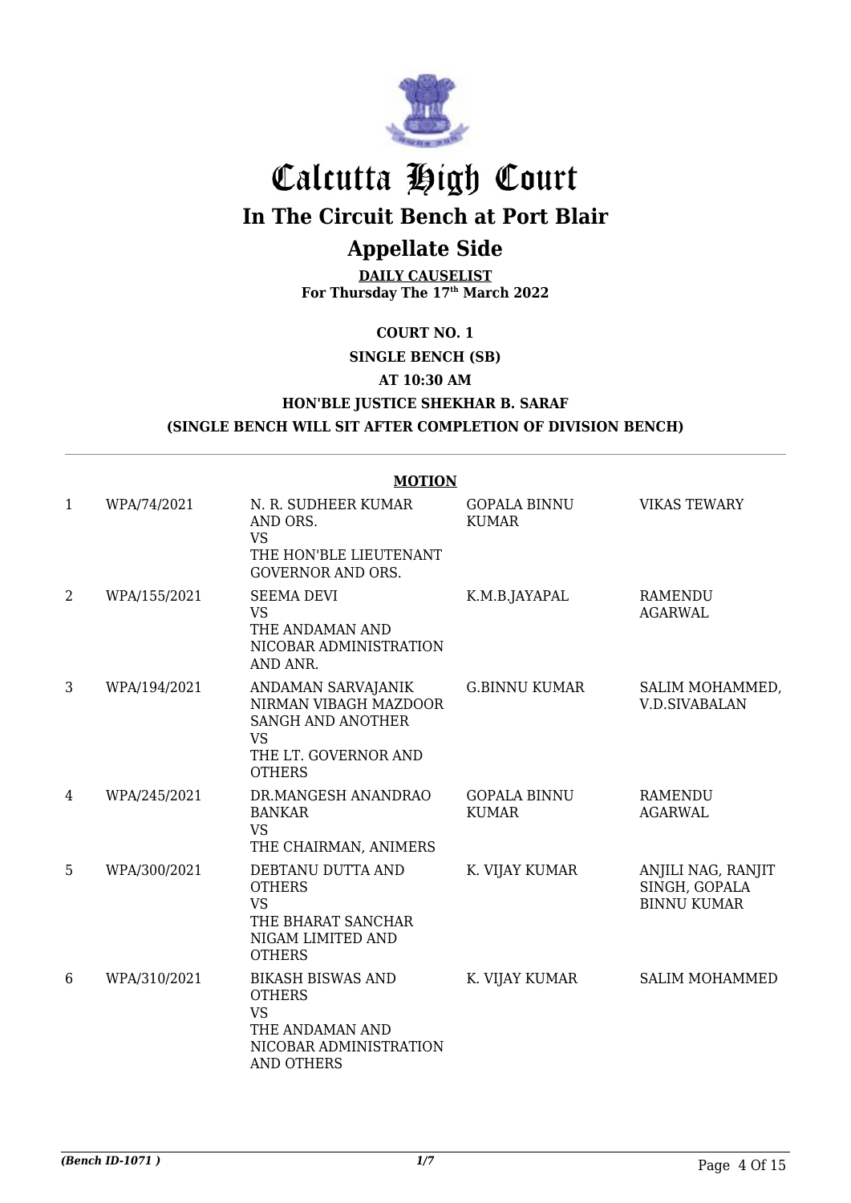# Calcutta High Court

## In The Circuit Bench at Port Blair

## Appellate Side

**DAILY CAUSELIST**
**For Thursday The 17th March 2022**

**COURT NO. 1**

**SINGLE BENCH (SB)**

**AT 10:30 AM**

**HON'BLE JUSTICE SHEKHAR B. SARAF**

**(SINGLE BENCH WILL SIT AFTER COMPLETION OF DIVISION BENCH)**

**MOTION**

| | | | | |
|---|---|---|---|---|
| 1 | WPA/74/2021 | N. R. SUDHEER KUMAR AND ORS.<br>VS<br>THE HON'BLE LIEUTENANT GOVERNOR AND ORS. | GOPALA BINNU KUMAR | VIKAS TEWARY |
| 2 | WPA/155/2021 | SEEMA DEVI<br>VS<br>THE ANDAMAN AND NICOBAR ADMINISTRATION AND ANR. | K.M.B.JAYAPAL | RAMENDU AGARWAL |
| 3 | WPA/194/2021 | ANDAMAN SARVAJANIK NIRMAN VIBAGH MAZDOOR SANGH AND ANOTHER<br>VS<br>THE LT. GOVERNOR AND OTHERS | G.BINNU KUMAR | SALIM MOHAMMED, V.D.SIVABALAN |
| 4 | WPA/245/2021 | DR.MANGESH ANANDRAO BANKAR<br>VS<br>THE CHAIRMAN, ANIMERS | GOPALA BINNU KUMAR | RAMENDU AGARWAL |
| 5 | WPA/300/2021 | DEBTANU DUTTA AND OTHERS<br>VS<br>THE BHARAT SANCHAR NIGAM LIMITED AND OTHERS | K. VIJAY KUMAR | ANJILI NAG, RANJIT SINGH, GOPALA BINNU KUMAR |
| 6 | WPA/310/2021 | BIKASH BISWAS AND OTHERS<br>VS<br>THE ANDAMAN AND NICOBAR ADMINISTRATION AND OTHERS | K. VIJAY KUMAR | SALIM MOHAMMED |

*(Bench ID-1071 )* 1/7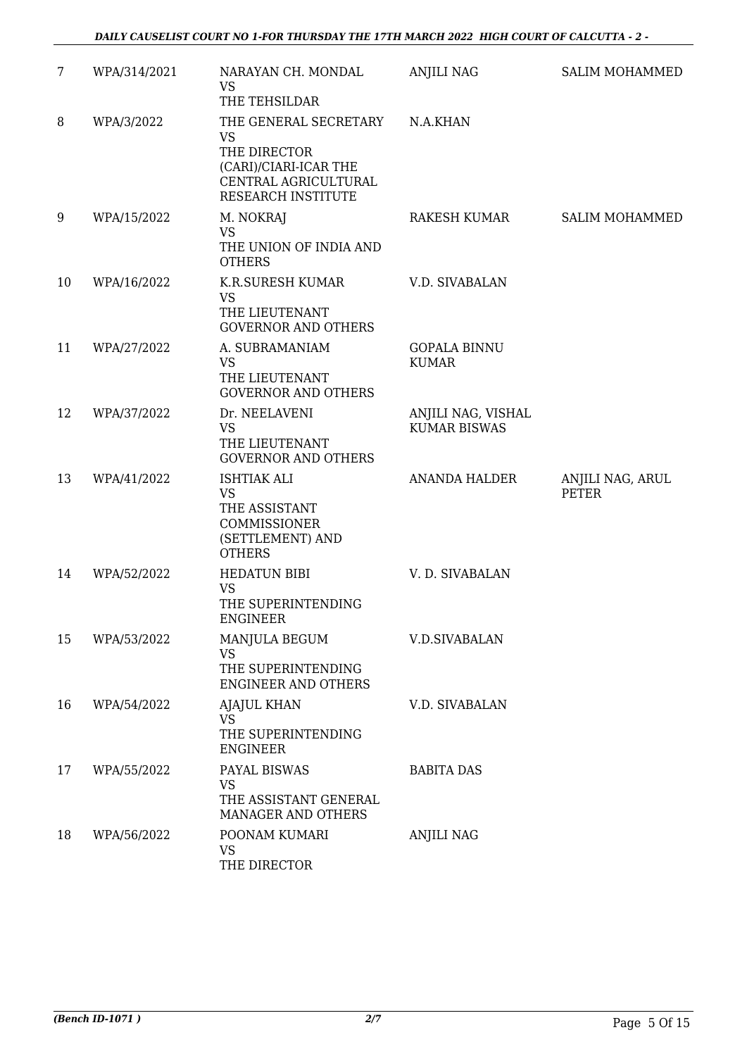| 7 | WPA/314/2021 | NARAYAN CH. MONDAL<br>VS<br>THE TEHSILDAR | ANJILI NAG | SALIM MOHAMMED |
|---|---|---|---|---|
| 8 | WPA/3/2022 | THE GENERAL SECRETARY<br>VS<br>THE DIRECTOR (CARI)/CIARI-ICAR THE CENTRAL AGRICULTURAL RESEARCH INSTITUTE | N.A.KHAN | |
| 9 | WPA/15/2022 | M. NOKRAJ<br>VS<br>THE UNION OF INDIA AND OTHERS | RAKESH KUMAR | SALIM MOHAMMED |
| 10 | WPA/16/2022 | K.R.SURESH KUMAR<br>VS<br>THE LIEUTENANT GOVERNOR AND OTHERS | V.D. SIVABALAN | |
| 11 | WPA/27/2022 | A. SUBRAMANIAM<br>VS<br>THE LIEUTENANT GOVERNOR AND OTHERS | GOPALA BINNU KUMAR | |
| 12 | WPA/37/2022 | Dr. NEELAVENI<br>VS<br>THE LIEUTENANT GOVERNOR AND OTHERS | ANJILI NAG, VISHAL KUMAR BISWAS | |
| 13 | WPA/41/2022 | ISHTIAK ALI<br>VS<br>THE ASSISTANT COMMISSIONER (SETTLEMENT) AND OTHERS | ANANDA HALDER | ANJILI NAG, ARUL PETER |
| 14 | WPA/52/2022 | HEDATUN BIBI<br>VS<br>THE SUPERINTENDING ENGINEER | V. D. SIVABALAN | |
| 15 | WPA/53/2022 | MANJULA BEGUM<br>VS<br>THE SUPERINTENDING ENGINEER AND OTHERS | V.D.SIVABALAN | |
| 16 | WPA/54/2022 | AJAJUL KHAN<br>VS<br>THE SUPERINTENDING ENGINEER | V.D. SIVABALAN | |
| 17 | WPA/55/2022 | PAYAL BISWAS<br>VS<br>THE ASSISTANT GENERAL MANAGER AND OTHERS | BABITA DAS | |
| 18 | WPA/56/2022 | POONAM KUMARI<br>VS<br>THE DIRECTOR | ANJILI NAG | |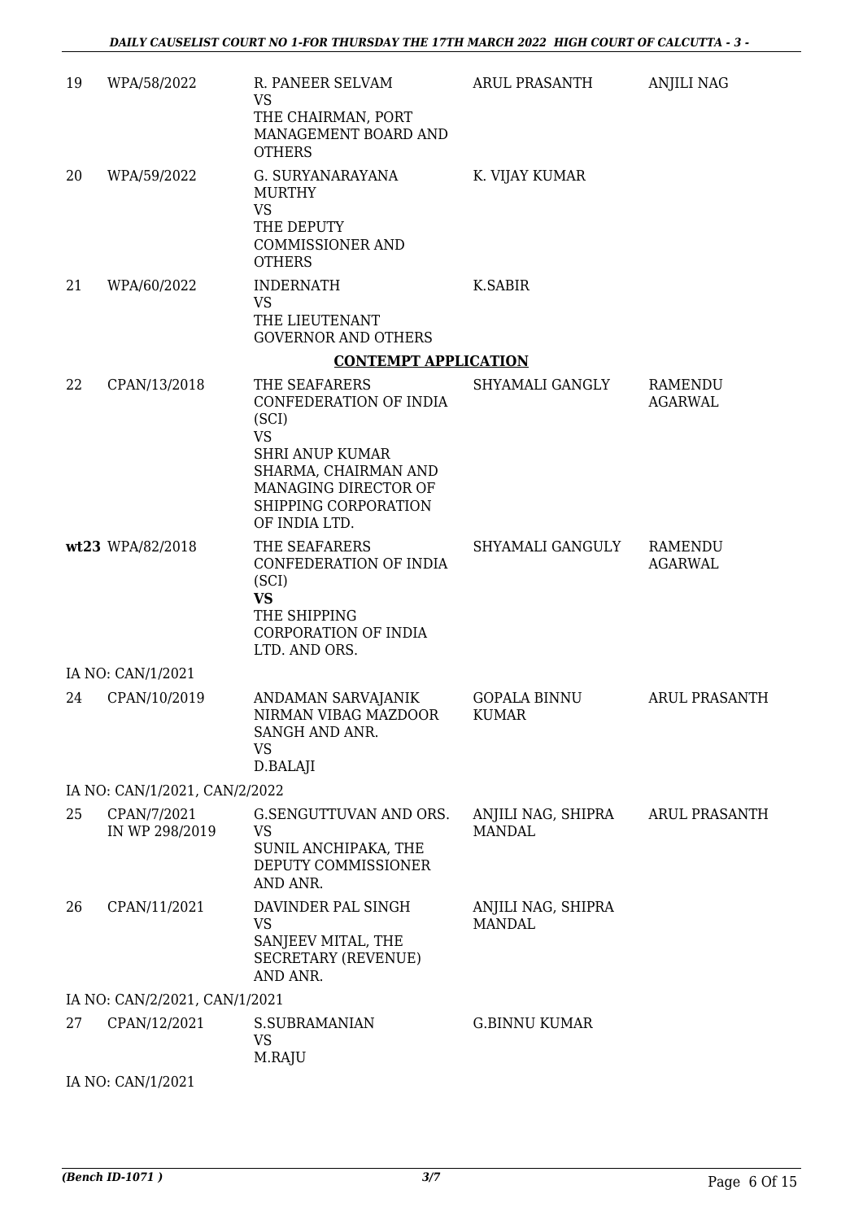| | | | | |
|---|---|---|---|---|
| 19 | WPA/58/2022 | R. PANEER SELVAM<br>VS<br>THE CHAIRMAN, PORT MANAGEMENT BOARD AND OTHERS | ARUL PRASANTH | ANJILI NAG |
| 20 | WPA/59/2022 | G. SURYANARAYANA MURTHY<br>VS<br>THE DEPUTY COMMISSIONER AND OTHERS | K. VIJAY KUMAR | |
| 21 | WPA/60/2022 | INDERNATH<br>VS<br>THE LIEUTENANT GOVERNOR AND OTHERS | K.SABIR | |

## CONTEMPT APPLICATION

| | | | | |
|---|---|---|---|---|
| 22 | CPAN/13/2018 | THE SEAFARERS CONFEDERATION OF INDIA (SCI)<br>VS<br>SHRI ANUP KUMAR SHARMA, CHAIRMAN AND MANAGING DIRECTOR OF SHIPPING CORPORATION OF INDIA LTD. | SHYAMALI GANGLY | RAMENDU AGARWAL |
| **wt23** | WPA/82/2018 | THE SEAFARERS CONFEDERATION OF INDIA (SCI)<br>**VS**<br>THE SHIPPING CORPORATION OF INDIA LTD. AND ORS. | SHYAMALI GANGULY | RAMENDU AGARWAL |
| | IA NO: CAN/1/2021 | | | |
| 24 | CPAN/10/2019 | ANDAMAN SARVAJANIK NIRMAN VIBAG MAZDOOR SANGH AND ANR.<br>VS<br>D.BALAJI | GOPALA BINNU KUMAR | ARUL PRASANTH |
| | IA NO: CAN/1/2021, CAN/2/2022 | | | |
| 25 | CPAN/7/2021 IN WP 298/2019 | G.SENGUTTUVAN AND ORS.<br>VS<br>SUNIL ANCHIPAKA, THE DEPUTY COMMISSIONER AND ANR. | ANJILI NAG, SHIPRA MANDAL | ARUL PRASANTH |
| 26 | CPAN/11/2021 | DAVINDER PAL SINGH<br>VS<br>SANJEEV MITAL, THE SECRETARY (REVENUE) AND ANR. | ANJILI NAG, SHIPRA MANDAL | |
| | IA NO: CAN/2/2021, CAN/1/2021 | | | |
| 27 | CPAN/12/2021 | S.SUBRAMANIAN<br>VS<br>M.RAJU | G.BINNU KUMAR | |
| | IA NO: CAN/1/2021 | | | |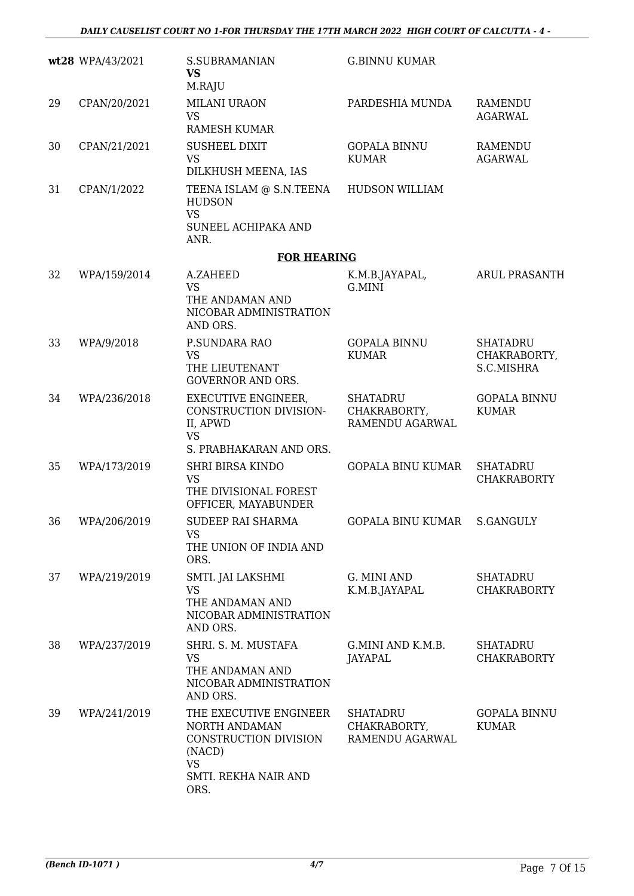| | | | | |
|---|---|---|---|---|
| **wt28** | WPA/43/2021 | S.SUBRAMANIAN **VS** M.RAJU | G.BINNU KUMAR | |
| 29 | CPAN/20/2021 | MILANI URAON VS RAMESH KUMAR | PARDESHIA MUNDA | RAMENDU AGARWAL |
| 30 | CPAN/21/2021 | SUSHEEL DIXIT VS DILKHUSH MEENA, IAS | GOPALA BINNU KUMAR | RAMENDU AGARWAL |
| 31 | CPAN/1/2022 | TEENA ISLAM @ S.N.TEENA HUDSON VS SUNEEL ACHIPAKA AND ANR. | HUDSON WILLIAM | |

**FOR HEARING**

| | | | | |
|---|---|---|---|---|
| 32 | WPA/159/2014 | A.ZAHEED VS THE ANDAMAN AND NICOBAR ADMINISTRATION AND ORS. | K.M.B.JAYAPAL, G.MINI | ARUL PRASANTH |
| 33 | WPA/9/2018 | P.SUNDARA RAO VS THE LIEUTENANT GOVERNOR AND ORS. | GOPALA BINNU KUMAR | SHATADRU CHAKRABORTY, S.C.MISHRA |
| 34 | WPA/236/2018 | EXECUTIVE ENGINEER, CONSTRUCTION DIVISION-II, APWD VS S. PRABHAKARAN AND ORS. | SHATADRU CHAKRABORTY, RAMENDU AGARWAL | GOPALA BINNU KUMAR |
| 35 | WPA/173/2019 | SHRI BIRSA KINDO VS THE DIVISIONAL FOREST OFFICER, MAYABUNDER | GOPALA BINU KUMAR | SHATADRU CHAKRABORTY |
| 36 | WPA/206/2019 | SUDEEP RAI SHARMA VS THE UNION OF INDIA AND ORS. | GOPALA BINU KUMAR | S.GANGULY |
| 37 | WPA/219/2019 | SMTI. JAI LAKSHMI VS THE ANDAMAN AND NICOBAR ADMINISTRATION AND ORS. | G. MINI AND K.M.B.JAYAPAL | SHATADRU CHAKRABORTY |
| 38 | WPA/237/2019 | SHRI. S. M. MUSTAFA VS THE ANDAMAN AND NICOBAR ADMINISTRATION AND ORS. | G.MINI AND K.M.B. JAYAPAL | SHATADRU CHAKRABORTY |
| 39 | WPA/241/2019 | THE EXECUTIVE ENGINEER NORTH ANDAMAN CONSTRUCTION DIVISION (NACD) VS SMTI. REKHA NAIR AND ORS. | SHATADRU CHAKRABORTY, RAMENDU AGARWAL | GOPALA BINNU KUMAR |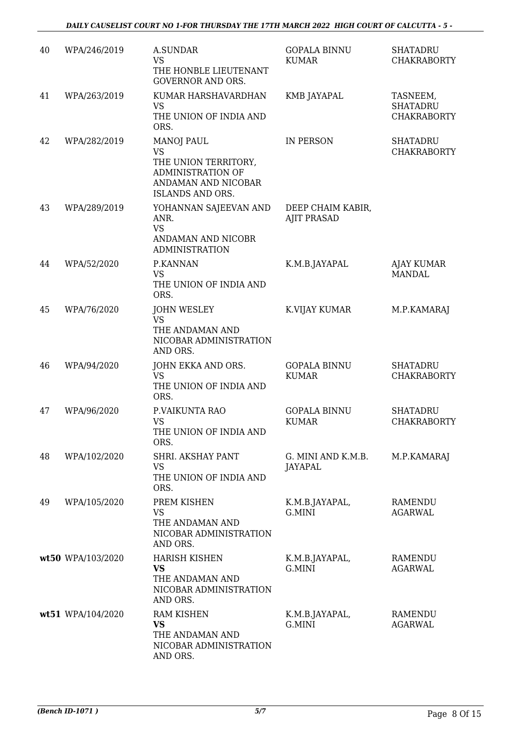| | | | | |
|---|---|---|---|---|
| 40 | WPA/246/2019 | A.SUNDAR<br>VS<br>THE HONBLE LIEUTENANT GOVERNOR AND ORS. | GOPALA BINNU KUMAR | SHATADRU CHAKRABORTY |
| 41 | WPA/263/2019 | KUMAR HARSHAVARDHAN<br>VS<br>THE UNION OF INDIA AND ORS. | KMB JAYAPAL | TASNEEM, SHATADRU CHAKRABORTY |
| 42 | WPA/282/2019 | MANOJ PAUL<br>VS<br>THE UNION TERRITORY, ADMINISTRATION OF ANDAMAN AND NICOBAR ISLANDS AND ORS. | IN PERSON | SHATADRU CHAKRABORTY |
| 43 | WPA/289/2019 | YOHANNAN SAJEEVAN AND ANR.<br>VS<br>ANDAMAN AND NICOBR ADMINISTRATION | DEEP CHAIM KABIR, AJIT PRASAD | |
| 44 | WPA/52/2020 | P.KANNAN<br>VS<br>THE UNION OF INDIA AND ORS. | K.M.B.JAYAPAL | AJAY KUMAR MANDAL |
| 45 | WPA/76/2020 | JOHN WESLEY<br>VS<br>THE ANDAMAN AND NICOBAR ADMINISTRATION AND ORS. | K.VIJAY KUMAR | M.P.KAMARAJ |
| 46 | WPA/94/2020 | JOHN EKKA AND ORS.<br>VS<br>THE UNION OF INDIA AND ORS. | GOPALA BINNU KUMAR | SHATADRU CHAKRABORTY |
| 47 | WPA/96/2020 | P.VAIKUNTA RAO<br>VS<br>THE UNION OF INDIA AND ORS. | GOPALA BINNU KUMAR | SHATADRU CHAKRABORTY |
| 48 | WPA/102/2020 | SHRI. AKSHAY PANT<br>VS<br>THE UNION OF INDIA AND ORS. | G. MINI AND K.M.B. JAYAPAL | M.P.KAMARAJ |
| 49 | WPA/105/2020 | PREM KISHEN<br>VS<br>THE ANDAMAN AND NICOBAR ADMINISTRATION AND ORS. | K.M.B.JAYAPAL, G.MINI | RAMENDU AGARWAL |
| **wt50** | WPA/103/2020 | HARISH KISHEN<br>**VS**<br>THE ANDAMAN AND NICOBAR ADMINISTRATION AND ORS. | K.M.B.JAYAPAL, G.MINI | RAMENDU AGARWAL |
| **wt51** | WPA/104/2020 | RAM KISHEN<br>**VS**<br>THE ANDAMAN AND NICOBAR ADMINISTRATION AND ORS. | K.M.B.JAYAPAL, G.MINI | RAMENDU AGARWAL |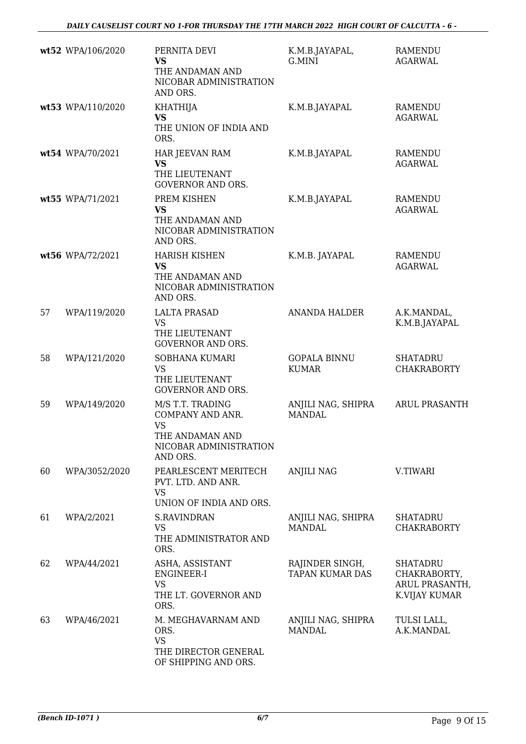| | | | | |
|---|---|---|---|---|
| **wt52** | WPA/106/2020 | PERNITA DEVI<br>**VS**<br>THE ANDAMAN AND NICOBAR ADMINISTRATION AND ORS. | K.M.B.JAYAPAL, G.MINI | RAMENDU AGARWAL |
| **wt53** | WPA/110/2020 | KHATHIJA<br>**VS**<br>THE UNION OF INDIA AND ORS. | K.M.B.JAYAPAL | RAMENDU AGARWAL |
| **wt54** | WPA/70/2021 | HAR JEEVAN RAM<br>**VS**<br>THE LIEUTENANT GOVERNOR AND ORS. | K.M.B.JAYAPAL | RAMENDU AGARWAL |
| **wt55** | WPA/71/2021 | PREM KISHEN<br>**VS**<br>THE ANDAMAN AND NICOBAR ADMINISTRATION AND ORS. | K.M.B.JAYAPAL | RAMENDU AGARWAL |
| **wt56** | WPA/72/2021 | HARISH KISHEN<br>**VS**<br>THE ANDAMAN AND NICOBAR ADMINISTRATION AND ORS. | K.M.B. JAYAPAL | RAMENDU AGARWAL |
| 57 | WPA/119/2020 | LALTA PRASAD<br>VS<br>THE LIEUTENANT GOVERNOR AND ORS. | ANANDA HALDER | A.K.MANDAL, K.M.B.JAYAPAL |
| 58 | WPA/121/2020 | SOBHANA KUMARI<br>VS<br>THE LIEUTENANT GOVERNOR AND ORS. | GOPALA BINNU KUMAR | SHATADRU CHAKRABORTY |
| 59 | WPA/149/2020 | M/S T.T. TRADING COMPANY AND ANR.<br>VS<br>THE ANDAMAN AND NICOBAR ADMINISTRATION AND ORS. | ANJILI NAG, SHIPRA MANDAL | ARUL PRASANTH |
| 60 | WPA/3052/2020 | PEARLESCENT MERITECH PVT. LTD. AND ANR.<br>VS<br>UNION OF INDIA AND ORS. | ANJILI NAG | V.TIWARI |
| 61 | WPA/2/2021 | S.RAVINDRAN<br>VS<br>THE ADMINISTRATOR AND ORS. | ANJILI NAG, SHIPRA MANDAL | SHATADRU CHAKRABORTY |
| 62 | WPA/44/2021 | ASHA, ASSISTANT ENGINEER-I<br>VS<br>THE LT. GOVERNOR AND ORS. | RAJINDER SINGH, TAPAN KUMAR DAS | SHATADRU CHAKRABORTY, ARUL PRASANTH, K.VIJAY KUMAR |
| 63 | WPA/46/2021 | M. MEGHAVARNAM AND ORS.<br>VS<br>THE DIRECTOR GENERAL OF SHIPPING AND ORS. | ANJILI NAG, SHIPRA MANDAL | TULSI LALL, A.K.MANDAL |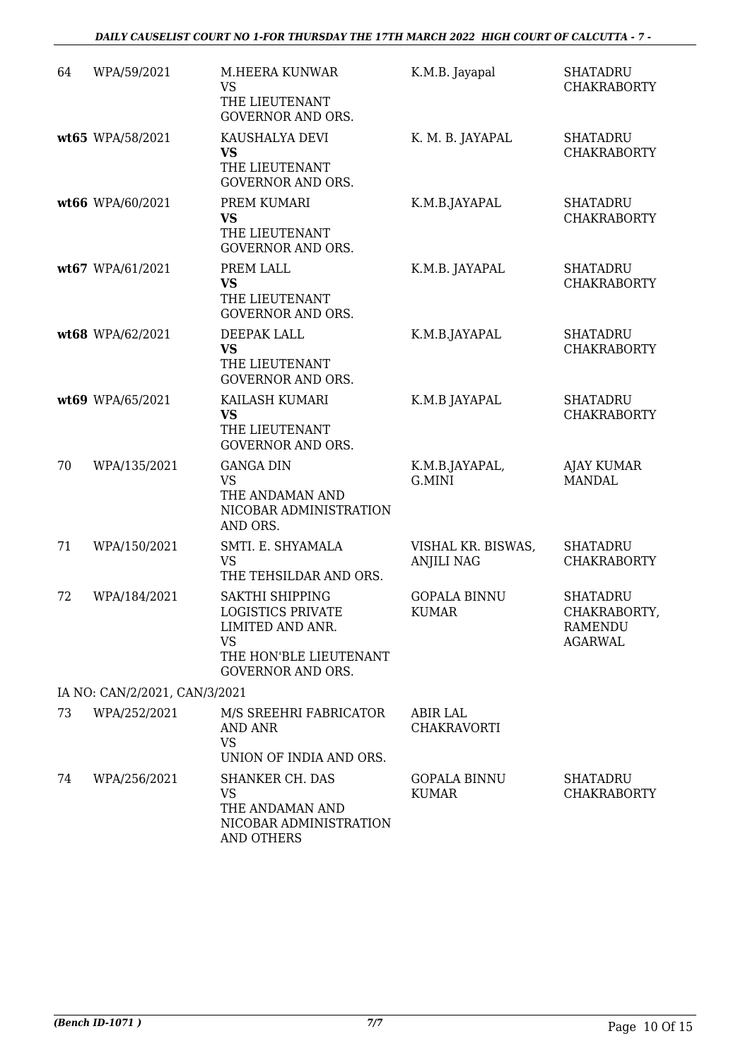| | | | | |
|---|---|---|---|---|
| 64 | WPA/59/2021 | M.HEERA KUNWAR<br>VS<br>THE LIEUTENANT GOVERNOR AND ORS. | K.M.B. Jayapal | SHATADRU CHAKRABORTY |
| **wt65** | WPA/58/2021 | KAUSHALYA DEVI<br>**VS**<br>THE LIEUTENANT GOVERNOR AND ORS. | K. M. B. JAYAPAL | SHATADRU CHAKRABORTY |
| **wt66** | WPA/60/2021 | PREM KUMARI<br>**VS**<br>THE LIEUTENANT GOVERNOR AND ORS. | K.M.B.JAYAPAL | SHATADRU CHAKRABORTY |
| **wt67** | WPA/61/2021 | PREM LALL<br>**VS**<br>THE LIEUTENANT GOVERNOR AND ORS. | K.M.B. JAYAPAL | SHATADRU CHAKRABORTY |
| **wt68** | WPA/62/2021 | DEEPAK LALL<br>**VS**<br>THE LIEUTENANT GOVERNOR AND ORS. | K.M.B.JAYAPAL | SHATADRU CHAKRABORTY |
| **wt69** | WPA/65/2021 | KAILASH KUMARI<br>**VS**<br>THE LIEUTENANT GOVERNOR AND ORS. | K.M.B JAYAPAL | SHATADRU CHAKRABORTY |
| 70 | WPA/135/2021 | GANGA DIN<br>VS<br>THE ANDAMAN AND NICOBAR ADMINISTRATION AND ORS. | K.M.B.JAYAPAL, G.MINI | AJAY KUMAR MANDAL |
| 71 | WPA/150/2021 | SMTI. E. SHYAMALA<br>VS<br>THE TEHSILDAR AND ORS. | VISHAL KR. BISWAS, ANJILI NAG | SHATADRU CHAKRABORTY |
| 72 | WPA/184/2021 | SAKTHI SHIPPING LOGISTICS PRIVATE LIMITED AND ANR.<br>VS<br>THE HON'BLE LIEUTENANT GOVERNOR AND ORS. | GOPALA BINNU KUMAR | SHATADRU CHAKRABORTY, RAMENDU AGARWAL |
| | IA NO: CAN/2/2021, CAN/3/2021 | | | |
| 73 | WPA/252/2021 | M/S SREEHRI FABRICATOR AND ANR<br>VS<br>UNION OF INDIA AND ORS. | ABIR LAL CHAKRAVORTI | |
| 74 | WPA/256/2021 | SHANKER CH. DAS<br>VS<br>THE ANDAMAN AND NICOBAR ADMINISTRATION AND OTHERS | GOPALA BINNU KUMAR | SHATADRU CHAKRABORTY |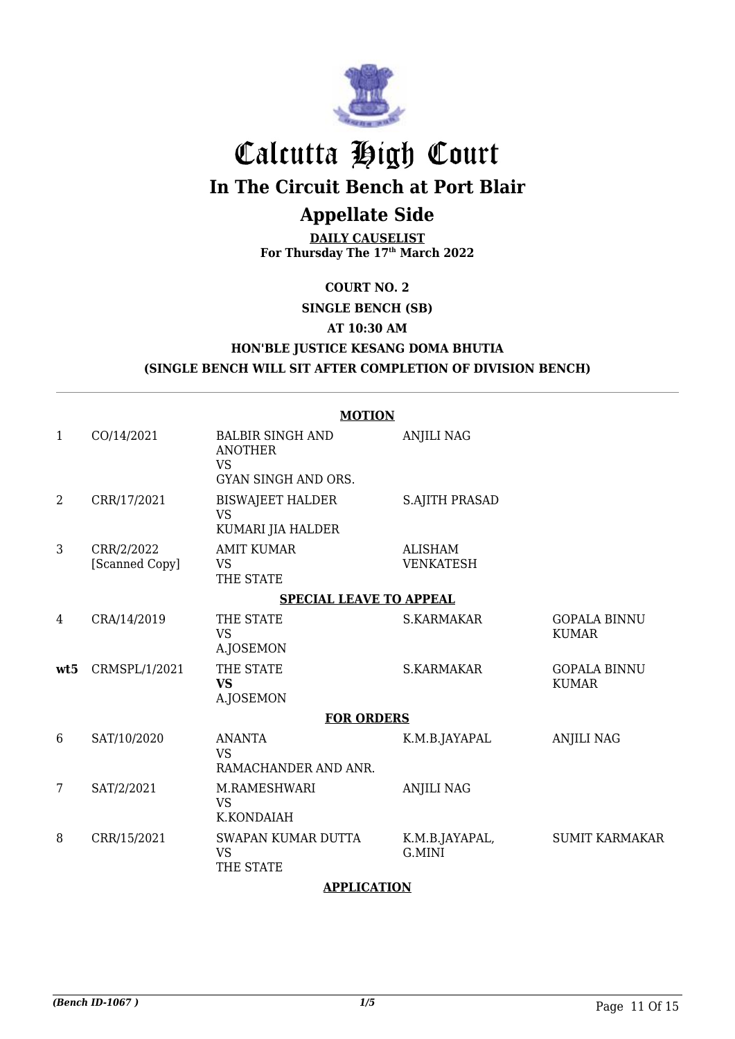# Calcutta High Court

## In The Circuit Bench at Port Blair

## Appellate Side

**DAILY CAUSELIST**
**For Thursday The 17th March 2022**

**COURT NO. 2**

**SINGLE BENCH (SB)**

**AT 10:30 AM**

**HON'BLE JUSTICE KESANG DOMA BHUTIA**

**(SINGLE BENCH WILL SIT AFTER COMPLETION OF DIVISION BENCH)**

**MOTION**

| | | | | |
|---|---|---|---|---|
| 1 | CO/14/2021 | BALBIR SINGH AND ANOTHER VS GYAN SINGH AND ORS. | ANJILI NAG | |
| 2 | CRR/17/2021 | BISWAJEET HALDER VS KUMARI JIA HALDER | S.AJITH PRASAD | |
| 3 | CRR/2/2022 [Scanned Copy] | AMIT KUMAR VS THE STATE | ALISHAM VENKATESH | |

**SPECIAL LEAVE TO APPEAL**

| | | | | |
|---|---|---|---|---|
| 4 | CRA/14/2019 | THE STATE VS A.JOSEMON | S.KARMAKAR | GOPALA BINNU KUMAR |
| wt5 | CRMSPL/1/2021 | THE STATE **VS** A.JOSEMON | S.KARMAKAR | GOPALA BINNU KUMAR |

**FOR ORDERS**

| | | | | |
|---|---|---|---|---|
| 6 | SAT/10/2020 | ANANTA VS RAMACHANDER AND ANR. | K.M.B.JAYAPAL | ANJILI NAG |
| 7 | SAT/2/2021 | M.RAMESHWARI VS K.KONDAIAH | ANJILI NAG | |
| 8 | CRR/15/2021 | SWAPAN KUMAR DUTTA VS THE STATE | K.M.B.JAYAPAL, G.MINI | SUMIT KARMAKAR |

**APPLICATION**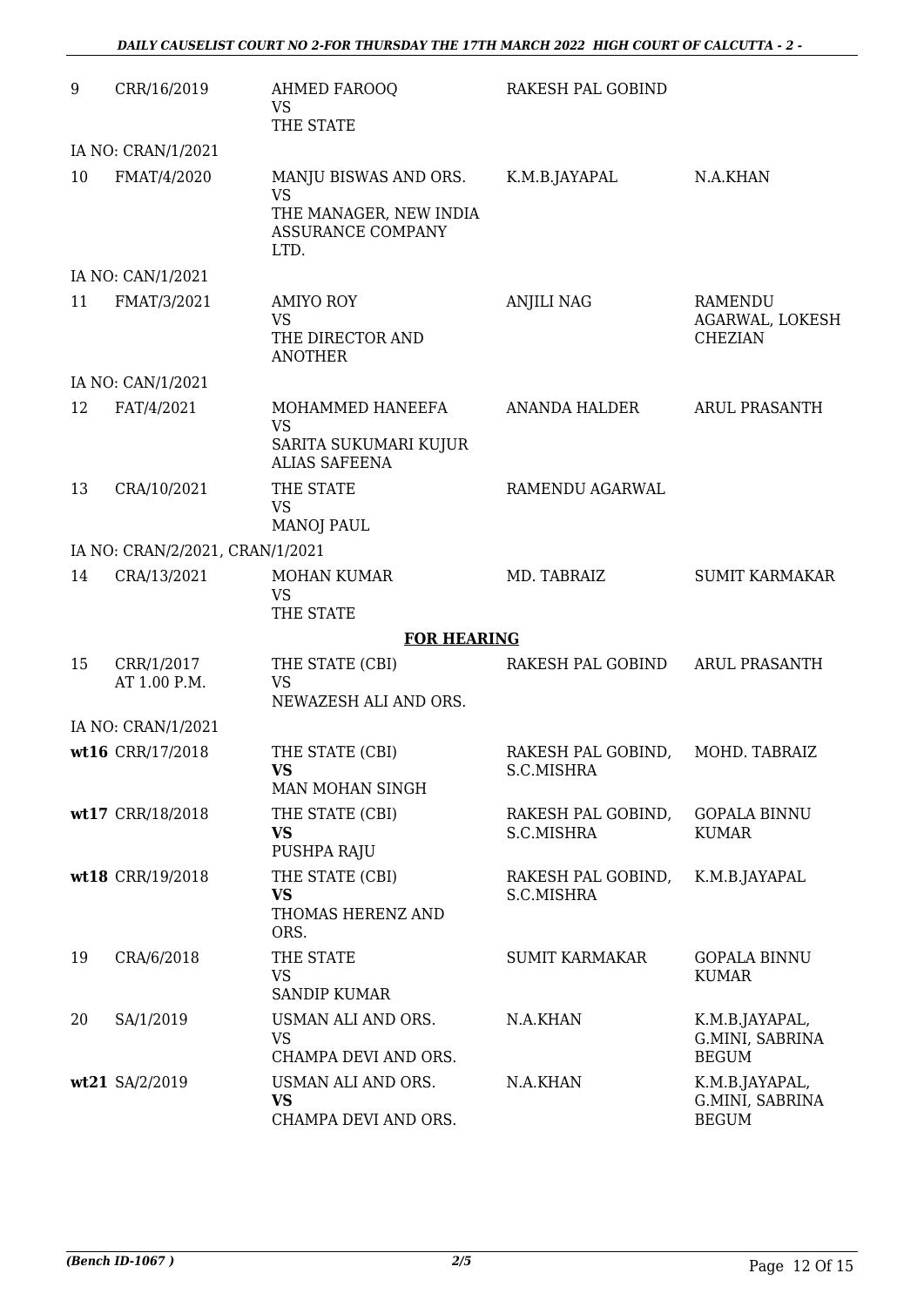| | | | | |
|---|---|---|---|---|
| 9 | CRR/16/2019 | AHMED FAROOQ<br>VS<br>THE STATE | RAKESH PAL GOBIND | |
| IA NO: CRAN/1/2021 | | | | |
| 10 | FMAT/4/2020 | MANJU BISWAS AND ORS.<br>VS<br>THE MANAGER, NEW INDIA ASSURANCE COMPANY LTD. | K.M.B.JAYAPAL | N.A.KHAN |
| IA NO: CAN/1/2021 | | | | |
| 11 | FMAT/3/2021 | AMIYO ROY<br>VS<br>THE DIRECTOR AND ANOTHER | ANJILI NAG | RAMENDU AGARWAL, LOKESH CHEZIAN |
| IA NO: CAN/1/2021 | | | | |
| 12 | FAT/4/2021 | MOHAMMED HANEEFA<br>VS<br>SARITA SUKUMARI KUJUR ALIAS SAFEENA | ANANDA HALDER | ARUL PRASANTH |
| 13 | CRA/10/2021 | THE STATE<br>VS<br>MANOJ PAUL | RAMENDU AGARWAL | |
| IA NO: CRAN/2/2021, CRAN/1/2021 | | | | |
| 14 | CRA/13/2021 | MOHAN KUMAR<br>VS<br>THE STATE | MD. TABRAIZ | SUMIT KARMAKAR |

**FOR HEARING**

| | | | | |
|---|---|---|---|---|
| 15 | CRR/1/2017<br>AT 1.00 P.M. | THE STATE (CBI)<br>VS<br>NEWAZESH ALI AND ORS. | RAKESH PAL GOBIND | ARUL PRASANTH |
| IA NO: CRAN/1/2021 | | | | |
| **wt16** | CRR/17/2018 | THE STATE (CBI)<br>**VS**<br>MAN MOHAN SINGH | RAKESH PAL GOBIND, S.C.MISHRA | MOHD. TABRAIZ |
| **wt17** | CRR/18/2018 | THE STATE (CBI)<br>**VS**<br>PUSHPA RAJU | RAKESH PAL GOBIND, S.C.MISHRA | GOPALA BINNU KUMAR |
| **wt18** | CRR/19/2018 | THE STATE (CBI)<br>**VS**<br>THOMAS HERENZ AND ORS. | RAKESH PAL GOBIND, S.C.MISHRA | K.M.B.JAYAPAL |
| 19 | CRA/6/2018 | THE STATE<br>VS<br>SANDIP KUMAR | SUMIT KARMAKAR | GOPALA BINNU KUMAR |
| 20 | SA/1/2019 | USMAN ALI AND ORS.<br>VS<br>CHAMPA DEVI AND ORS. | N.A.KHAN | K.M.B.JAYAPAL, G.MINI, SABRINA BEGUM |
| **wt21** | SA/2/2019 | USMAN ALI AND ORS.<br>**VS**<br>CHAMPA DEVI AND ORS. | N.A.KHAN | K.M.B.JAYAPAL, G.MINI, SABRINA BEGUM |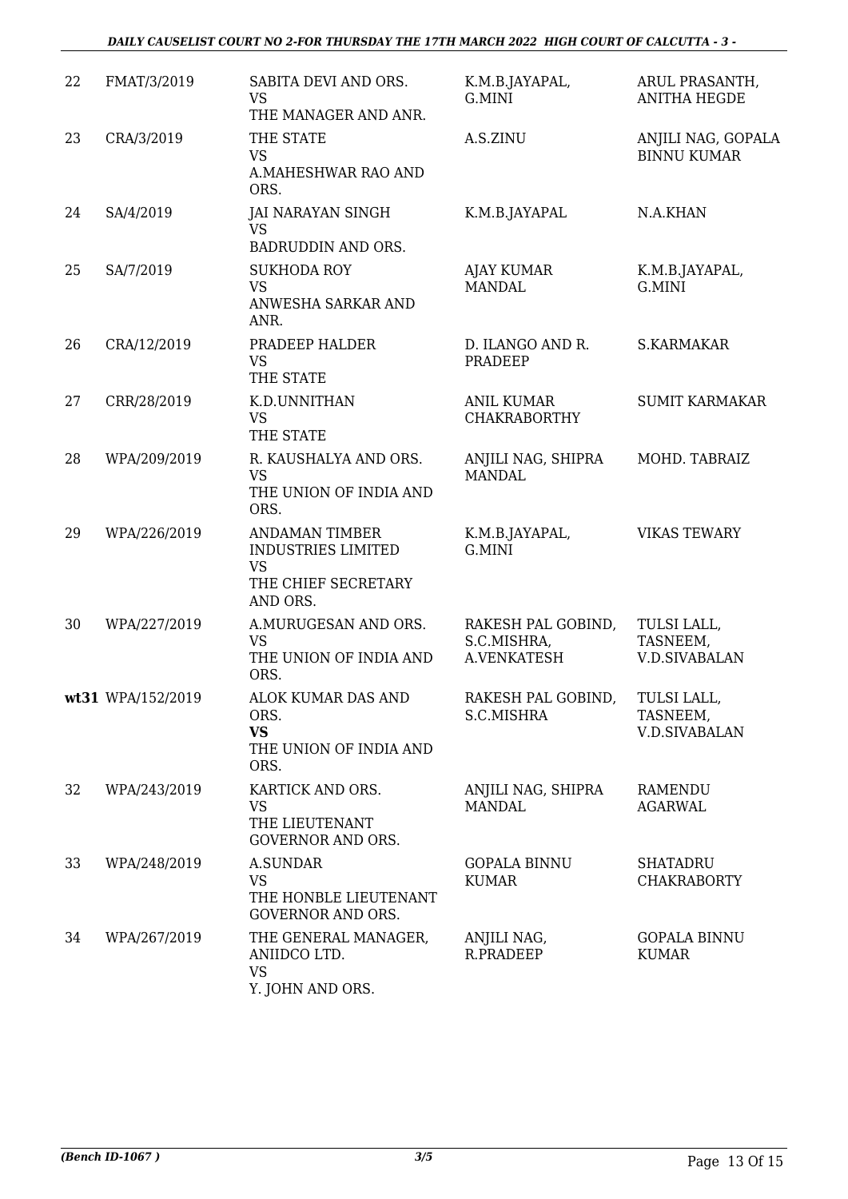| | | | | |
|---|---|---|---|---|
| 22 | FMAT/3/2019 | SABITA DEVI AND ORS.<br>VS<br>THE MANAGER AND ANR. | K.M.B.JAYAPAL,<br>G.MINI | ARUL PRASANTH,<br>ANITHA HEGDE |
| 23 | CRA/3/2019 | THE STATE<br>VS<br>A.MAHESHWAR RAO AND ORS. | A.S.ZINU | ANJILI NAG, GOPALA BINNU KUMAR |
| 24 | SA/4/2019 | JAI NARAYAN SINGH<br>VS<br>BADRUDDIN AND ORS. | K.M.B.JAYAPAL | N.A.KHAN |
| 25 | SA/7/2019 | SUKHODA ROY<br>VS<br>ANWESHA SARKAR AND ANR. | AJAY KUMAR MANDAL | K.M.B.JAYAPAL,<br>G.MINI |
| 26 | CRA/12/2019 | PRADEEP HALDER<br>VS<br>THE STATE | D. ILANGO AND R. PRADEEP | S.KARMAKAR |
| 27 | CRR/28/2019 | K.D.UNNITHAN<br>VS<br>THE STATE | ANIL KUMAR CHAKRABORTHY | SUMIT KARMAKAR |
| 28 | WPA/209/2019 | R. KAUSHALYA AND ORS.<br>VS<br>THE UNION OF INDIA AND ORS. | ANJILI NAG, SHIPRA MANDAL | MOHD. TABRAIZ |
| 29 | WPA/226/2019 | ANDAMAN TIMBER INDUSTRIES LIMITED<br>VS<br>THE CHIEF SECRETARY AND ORS. | K.M.B.JAYAPAL,<br>G.MINI | VIKAS TEWARY |
| 30 | WPA/227/2019 | A.MURUGESAN AND ORS.<br>VS<br>THE UNION OF INDIA AND ORS. | RAKESH PAL GOBIND,<br>S.C.MISHRA,<br>A.VENKATESH | TULSI LALL,<br>TASNEEM,<br>V.D.SIVABALAN |
| **wt31** | WPA/152/2019 | ALOK KUMAR DAS AND ORS.<br>**VS**<br>THE UNION OF INDIA AND ORS. | RAKESH PAL GOBIND,<br>S.C.MISHRA | TULSI LALL,<br>TASNEEM,<br>V.D.SIVABALAN |
| 32 | WPA/243/2019 | KARTICK AND ORS.<br>VS<br>THE LIEUTENANT GOVERNOR AND ORS. | ANJILI NAG, SHIPRA MANDAL | RAMENDU AGARWAL |
| 33 | WPA/248/2019 | A.SUNDAR<br>VS<br>THE HONBLE LIEUTENANT GOVERNOR AND ORS. | GOPALA BINNU KUMAR | SHATADRU CHAKRABORTY |
| 34 | WPA/267/2019 | THE GENERAL MANAGER, ANIIDCO LTD.<br>VS<br>Y. JOHN AND ORS. | ANJILI NAG,<br>R.PRADEEP | GOPALA BINNU KUMAR |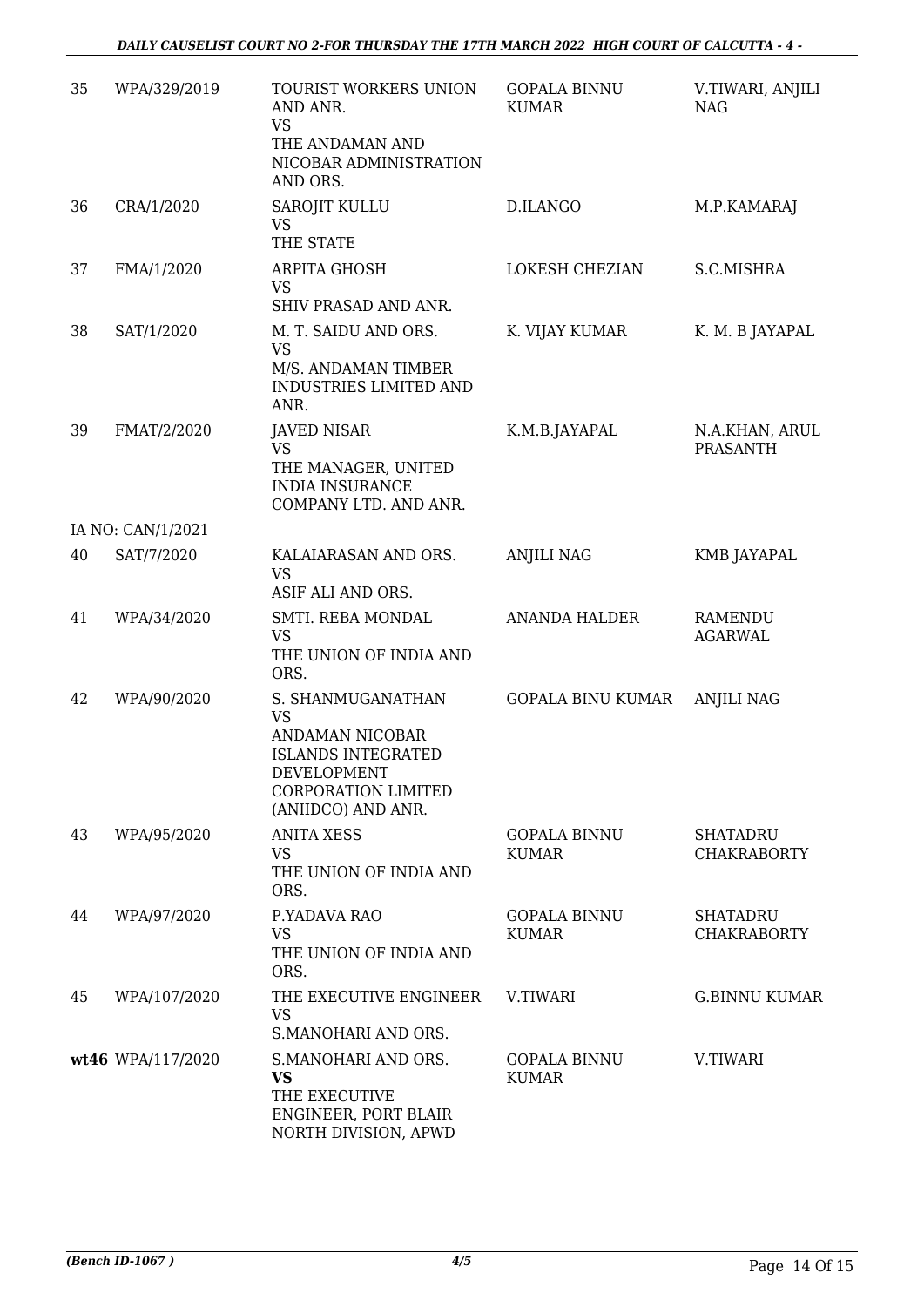| | | | | |
|---|---|---|---|---|
| 35 | WPA/329/2019 | TOURIST WORKERS UNION AND ANR.<br>VS<br>THE ANDAMAN AND NICOBAR ADMINISTRATION AND ORS. | GOPALA BINNU KUMAR | V.TIWARI, ANJILI NAG |
| 36 | CRA/1/2020 | SAROJIT KULLU<br>VS<br>THE STATE | D.ILANGO | M.P.KAMARAJ |
| 37 | FMA/1/2020 | ARPITA GHOSH<br>VS<br>SHIV PRASAD AND ANR. | LOKESH CHEZIAN | S.C.MISHRA |
| 38 | SAT/1/2020 | M. T. SAIDU AND ORS.<br>VS<br>M/S. ANDAMAN TIMBER INDUSTRIES LIMITED AND ANR. | K. VIJAY KUMAR | K. M. B JAYAPAL |
| 39 | FMAT/2/2020 | JAVED NISAR<br>VS<br>THE MANAGER, UNITED INDIA INSURANCE COMPANY LTD. AND ANR. | K.M.B.JAYAPAL | N.A.KHAN, ARUL PRASANTH |
| | IA NO: CAN/1/2021 | | | |
| 40 | SAT/7/2020 | KALAIARASAN AND ORS.<br>VS<br>ASIF ALI AND ORS. | ANJILI NAG | KMB JAYAPAL |
| 41 | WPA/34/2020 | SMTI. REBA MONDAL<br>VS<br>THE UNION OF INDIA AND ORS. | ANANDA HALDER | RAMENDU AGARWAL |
| 42 | WPA/90/2020 | S. SHANMUGANATHAN<br>VS<br>ANDAMAN NICOBAR ISLANDS INTEGRATED DEVELOPMENT CORPORATION LIMITED (ANIIDCO) AND ANR. | GOPALA BINU KUMAR | ANJILI NAG |
| 43 | WPA/95/2020 | ANITA XESS<br>VS<br>THE UNION OF INDIA AND ORS. | GOPALA BINNU KUMAR | SHATADRU CHAKRABORTY |
| 44 | WPA/97/2020 | P.YADAVA RAO<br>VS<br>THE UNION OF INDIA AND ORS. | GOPALA BINNU KUMAR | SHATADRU CHAKRABORTY |
| 45 | WPA/107/2020 | THE EXECUTIVE ENGINEER<br>VS<br>S.MANOHARI AND ORS. | V.TIWARI | G.BINNU KUMAR |
| **wt46** | WPA/117/2020 | S.MANOHARI AND ORS.<br>**VS**<br>THE EXECUTIVE ENGINEER, PORT BLAIR NORTH DIVISION, APWD | GOPALA BINNU KUMAR | V.TIWARI |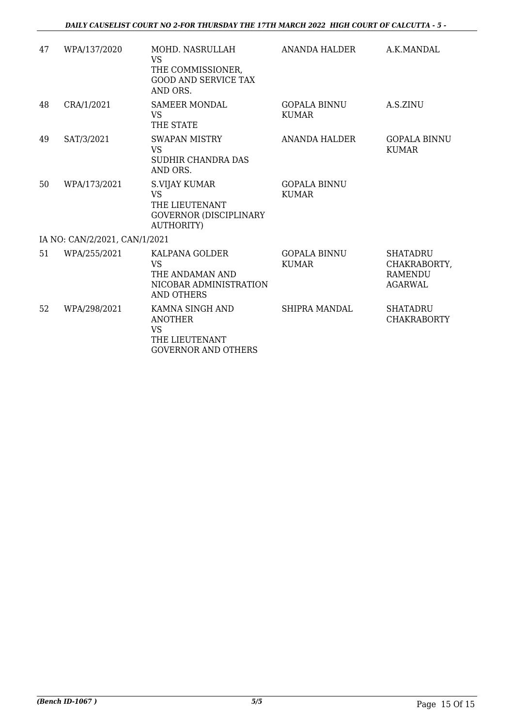| | | | | |
|---|---|---|---|---|
| 47 | WPA/137/2020 | MOHD. NASRULLAH<br>VS<br>THE COMMISSIONER,<br>GOOD AND SERVICE TAX<br>AND ORS. | ANANDA HALDER | A.K.MANDAL |
| 48 | CRA/1/2021 | SAMEER MONDAL<br>VS<br>THE STATE | GOPALA BINNU<br>KUMAR | A.S.ZINU |
| 49 | SAT/3/2021 | SWAPAN MISTRY<br>VS<br>SUDHIR CHANDRA DAS<br>AND ORS. | ANANDA HALDER | GOPALA BINNU<br>KUMAR |
| 50 | WPA/173/2021 | S.VIJAY KUMAR<br>VS<br>THE LIEUTENANT<br>GOVERNOR (DISCIPLINARY<br>AUTHORITY) | GOPALA BINNU<br>KUMAR | |
| IA NO: CAN/2/2021, CAN/1/2021 | | | | |
| 51 | WPA/255/2021 | KALPANA GOLDER<br>VS<br>THE ANDAMAN AND<br>NICOBAR ADMINISTRATION<br>AND OTHERS | GOPALA BINNU<br>KUMAR | SHATADRU<br>CHAKRABORTY,<br>RAMENDU<br>AGARWAL |
| 52 | WPA/298/2021 | KAMNA SINGH AND<br>ANOTHER<br>VS<br>THE LIEUTENANT<br>GOVERNOR AND OTHERS | SHIPRA MANDAL | SHATADRU<br>CHAKRABORTY |